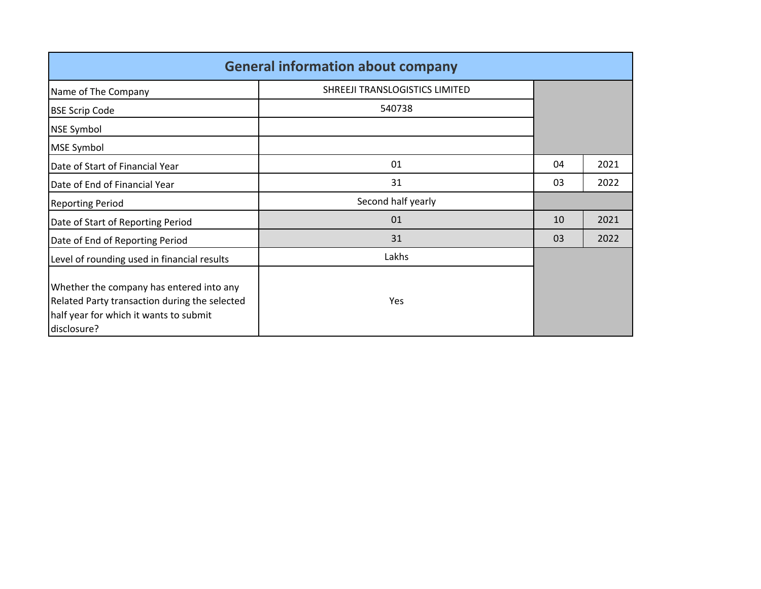| General information about company | | | |
|---|---|---|---|
| Name of The Company | SHREEJI TRANSLOGISTICS LIMITED | | |
| BSE Scrip Code | 540738 | | |
| NSE Symbol | | | |
| MSE Symbol | | | |
| Date of Start of Financial Year | 01 | 04 | 2021 |
| Date of End of Financial Year | 31 | 03 | 2022 |
| Reporting Period | Second half yearly | | |
| Date of Start of Reporting Period | 01 | 10 | 2021 |
| Date of End of Reporting Period | 31 | 03 | 2022 |
| Level of rounding used in financial results | Lakhs | | |
| Whether the company has entered into any Related Party transaction during the selected half year for which it wants to submit disclosure? | Yes | | |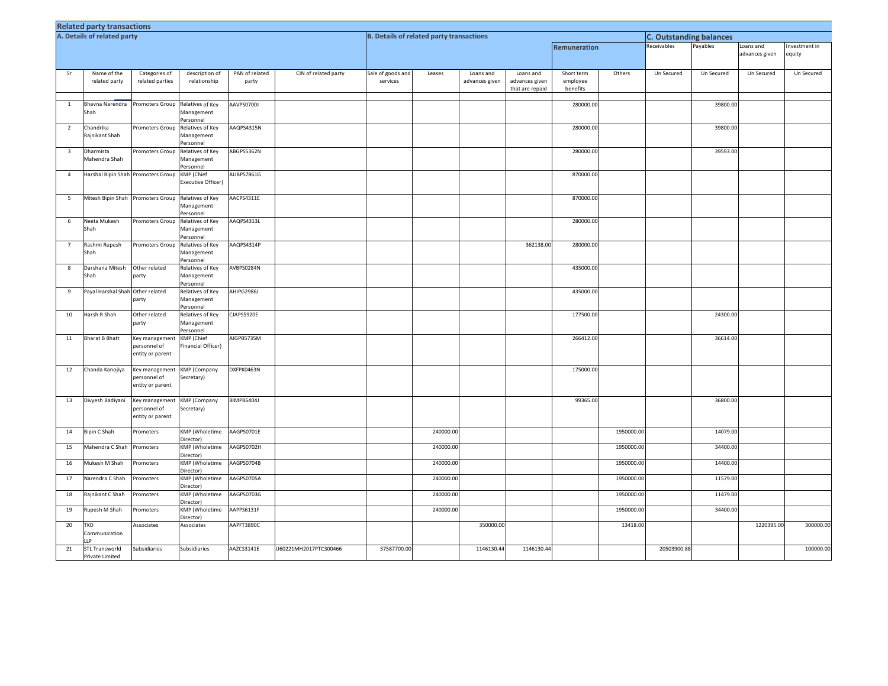## Related party transactions

| A. Details of related party | | | | | | B. Details of related party transactions | | | | | | C. Outstanding balances | | | |
|---|---|---|---|---|---|---|---|---|---|---|---|---|---|---|---|
| | | | | | | | | | | Remuneration | | Receivables | Payables | Loans and advances given | Investment in equity |
| Sr | Name of the related party | Categories of related parties | description of relationship | PAN of related party | CIN of related party | Sale of goods and services | Leases | Loans and advances given | Loans and advances given that are repaid | Short term employee benefits | Others | Un Secured | Un Secured | Un Secured | Un Secured |
| 1 | Bhavna Narendra Shah | Promoters Group | Relatives of Key Management Personnel | AAVPS0700J | | | | | | 280000.00 | | | 39800.00 | | |
| 2 | Chandrika Rajnikant Shah | Promoters Group | Relatives of Key Management Personnel | AAQPS4315N | | | | | | 280000.00 | | | 39800.00 | | |
| 3 | Dharmista Mahendra Shah | Promoters Group | Relatives of Key Management Personnel | ABGPS5362N | | | | | | 280000.00 | | | 39593.00 | | |
| 4 | Harshal Bipin Shah | Promoters Group | KMP (Chief Executive Officer) | AUBPS7861G | | | | | | 870000.00 | | | | | |
| 5 | Mitesh Bipin Shah | Promoters Group | Relatives of Key Management Personnel | AACPS4311E | | | | | | 870000.00 | | | | | |
| 6 | Neeta Mukesh Shah | Promoters Group | Relatives of Key Management Personnel | AAQPS4313L | | | | | | 280000.00 | | | | | |
| 7 | Rashmi Rupesh Shah | Promoters Group | Relatives of Key Management Personnel | AAQPS4314P | | | | | 362138.00 | 280000.00 | | | | | |
| 8 | Darshana Mitesh Shah | Other related party | Relatives of Key Management Personnel | AVBPS0284N | | | | | | 435000.00 | | | | | |
| 9 | Payal Harshal Shah | Other related party | Relatives of Key Management Personnel | AHIPG2986J | | | | | | 435000.00 | | | | | |
| 10 | Harsh R Shah | Other related party | Relatives of Key Management Personnel | CJAPS5920E | | | | | | 177500.00 | | | 24300.00 | | |
| 11 | Bharat B Bhatt | Key management personnel of entity or parent | KMP (Chief Financial Officer) | AIGPB5735M | | | | | | 266412.00 | | | 36614.00 | | |
| 12 | Chanda Kanojiya | Key management personnel of entity or parent | KMP (Company Secretary) | DXFPK0463N | | | | | | 175000.00 | | | | | |
| 13 | Divyesh Badiyani | Key management personnel of entity or parent | KMP (Company Secretary) | BIMPB6404J | | | | | | 99365.00 | | | 36800.00 | | |
| 14 | Bipin C Shah | Promoters | KMP (Wholetime Director) | AAGPS0701E | | | 240000.00 | | | | 1950000.00 | | 14079.00 | | |
| 15 | Mahendra C Shah | Promoters | KMP (Wholetime Director) | AAGPS0702H | | | 240000.00 | | | | 1950000.00 | | 34400.00 | | |
| 16 | Mukesh M Shah | Promoters | KMP (Wholetime Director) | AAGPS0704B | | | 240000.00 | | | | 1950000.00 | | 14400.00 | | |
| 17 | Narendra C Shah | Promoters | KMP (Wholetime Director) | AAGPS0705A | | | 240000.00 | | | | 1950000.00 | | 11579.00 | | |
| 18 | Rajnikant C Shah | Promoters | KMP (Wholetime Director) | AAGPS0703G | | | 240000.00 | | | | 1950000.00 | | 11479.00 | | |
| 19 | Rupesh M Shah | Promoters | KMP (Wholetime Director) | AAPPS6131F | | | 240000.00 | | | | 1950000.00 | | 34400.00 | | |
| 20 | TKD Communication LLP | Associates | Associates | AAPFT3890C | | | | 350000.00 | | | 13418.00 | | | 1220395.00 | 300000.00 |
| 21 | STL Transworld Private Limited | Subsidiaries | Subsidiaries | AAZCS3141E | U60221MH2017PTC300466 | 37587700.00 | | 1146130.44 | 1146130.44 | | | 20503900.88 | | | 100000.00 |